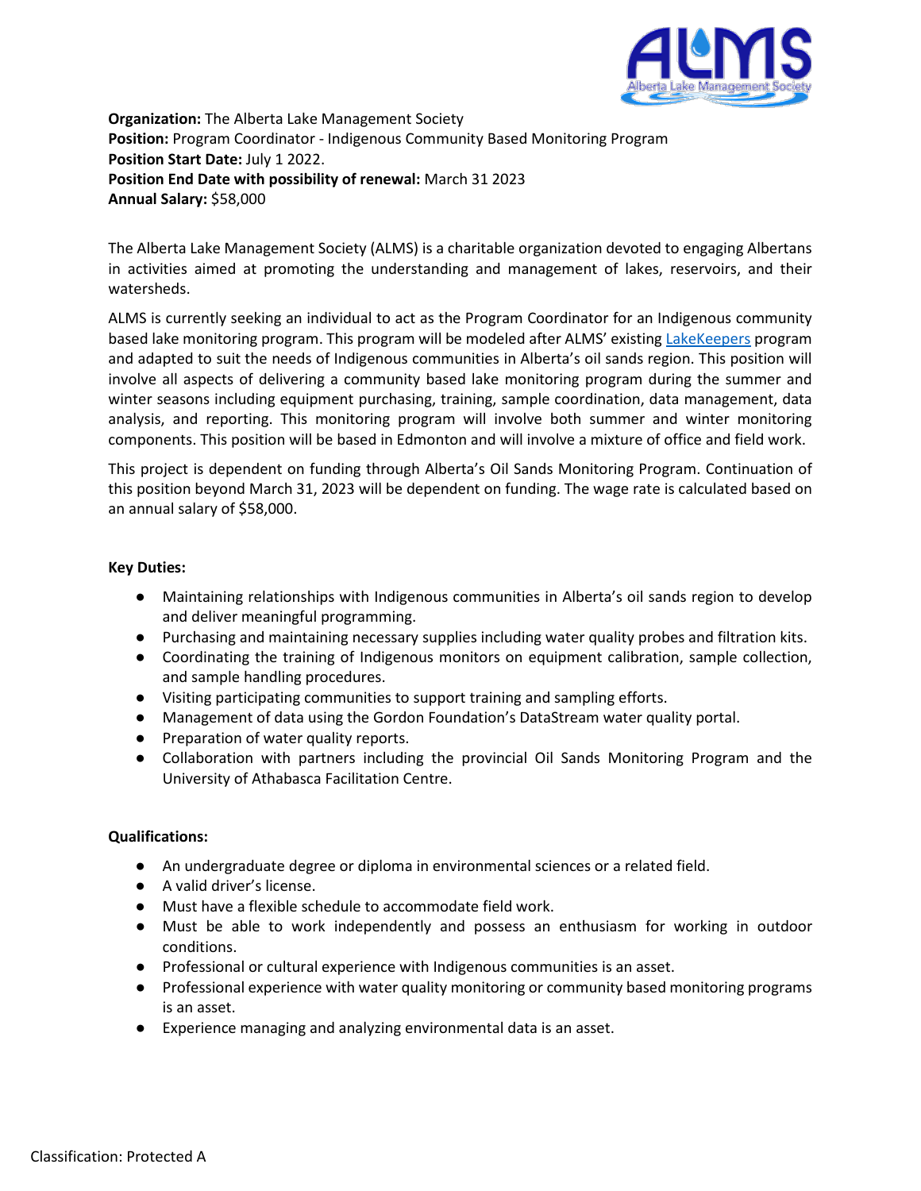**Organization:** The Alberta Lake Management Society
**Position:** Program Coordinator - Indigenous Community Based Monitoring Program
**Position Start Date:** July 1 2022.
**Position End Date with possibility of renewal:** March 31 2023
**Annual Salary:** $58,000

The Alberta Lake Management Society (ALMS) is a charitable organization devoted to engaging Albertans in activities aimed at promoting the understanding and management of lakes, reservoirs, and their watersheds.

ALMS is currently seeking an individual to act as the Program Coordinator for an Indigenous community based lake monitoring program. This program will be modeled after ALMS' existing LakeKeepers program and adapted to suit the needs of Indigenous communities in Alberta's oil sands region. This position will involve all aspects of delivering a community based lake monitoring program during the summer and winter seasons including equipment purchasing, training, sample coordination, data management, data analysis, and reporting. This monitoring program will involve both summer and winter monitoring components. This position will be based in Edmonton and will involve a mixture of office and field work.

This project is dependent on funding through Alberta's Oil Sands Monitoring Program. Continuation of this position beyond March 31, 2023 will be dependent on funding. The wage rate is calculated based on an annual salary of $58,000.

**Key Duties:**

- Maintaining relationships with Indigenous communities in Alberta's oil sands region to develop and deliver meaningful programming.
- Purchasing and maintaining necessary supplies including water quality probes and filtration kits.
- Coordinating the training of Indigenous monitors on equipment calibration, sample collection, and sample handling procedures.
- Visiting participating communities to support training and sampling efforts.
- Management of data using the Gordon Foundation's DataStream water quality portal.
- Preparation of water quality reports.
- Collaboration with partners including the provincial Oil Sands Monitoring Program and the University of Athabasca Facilitation Centre.

**Qualifications:**

- An undergraduate degree or diploma in environmental sciences or a related field.
- A valid driver's license.
- Must have a flexible schedule to accommodate field work.
- Must be able to work independently and possess an enthusiasm for working in outdoor conditions.
- Professional or cultural experience with Indigenous communities is an asset.
- Professional experience with water quality monitoring or community based monitoring programs is an asset.
- Experience managing and analyzing environmental data is an asset.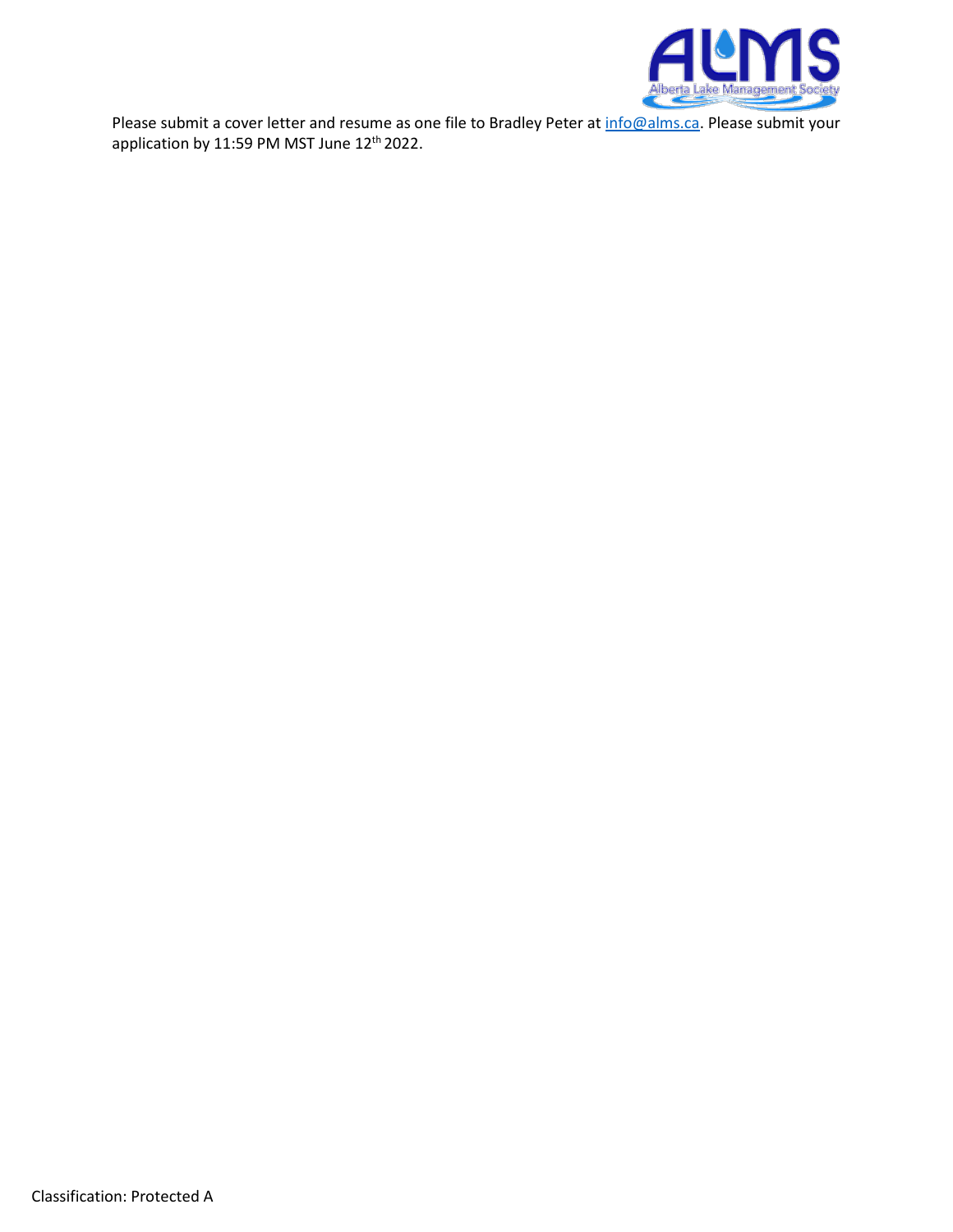Please submit a cover letter and resume as one file to Bradley Peter at info@alms.ca. Please submit your application by 11:59 PM MST June 12th 2022.

Classification: Protected A